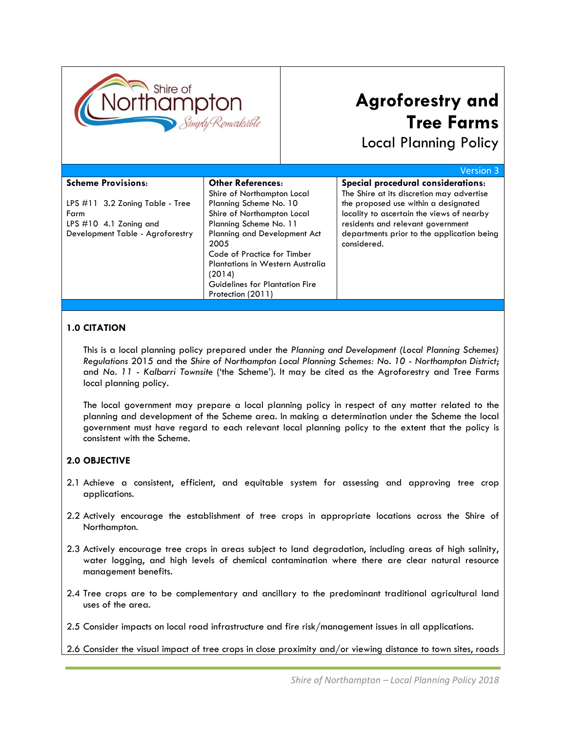# Agroforestry and Tree Farms

## Local Planning Policy

Version 3

| Scheme Provisions: | Other References: | Special procedural considerations: |
|---|---|---|
| LPS #11 3.2 Zoning Table - Tree Farm<br>LPS #10 4.1 Zoning and Development Table - Agroforestry | Shire of Northampton Local Planning Scheme No. 10<br>Shire of Northampton Local Planning Scheme No. 11<br>Planning and Development Act 2005<br>Code of Practice for Timber Plantations in Western Australia (2014)<br>Guidelines for Plantation Fire Protection (2011) | The Shire at its discretion may advertise the proposed use within a designated locality to ascertain the views of nearby residents and relevant government departments prior to the application being considered. |

### 1.0 CITATION

This is a local planning policy prepared under the *Planning and Development (Local Planning Schemes) Regulations* 2015 and the *Shire of Northampton Local Planning Schemes: No. 10 - Northampton District*; and *No. 11 - Kalbarri Townsite* ('the Scheme'). It may be cited as the Agroforestry and Tree Farms local planning policy.

The local government may prepare a local planning policy in respect of any matter related to the planning and development of the Scheme area. In making a determination under the Scheme the local government must have regard to each relevant local planning policy to the extent that the policy is consistent with the Scheme.

### 2.0 OBJECTIVE

2.1 Achieve a consistent, efficient, and equitable system for assessing and approving tree crop applications.

2.2 Actively encourage the establishment of tree crops in appropriate locations across the Shire of Northampton.

2.3 Actively encourage tree crops in areas subject to land degradation, including areas of high salinity, water logging, and high levels of chemical contamination where there are clear natural resource management benefits.

2.4 Tree crops are to be complementary and ancillary to the predominant traditional agricultural land uses of the area.

2.5 Consider impacts on local road infrastructure and fire risk/management issues in all applications.

2.6 Consider the visual impact of tree crops in close proximity and/or viewing distance to town sites, roads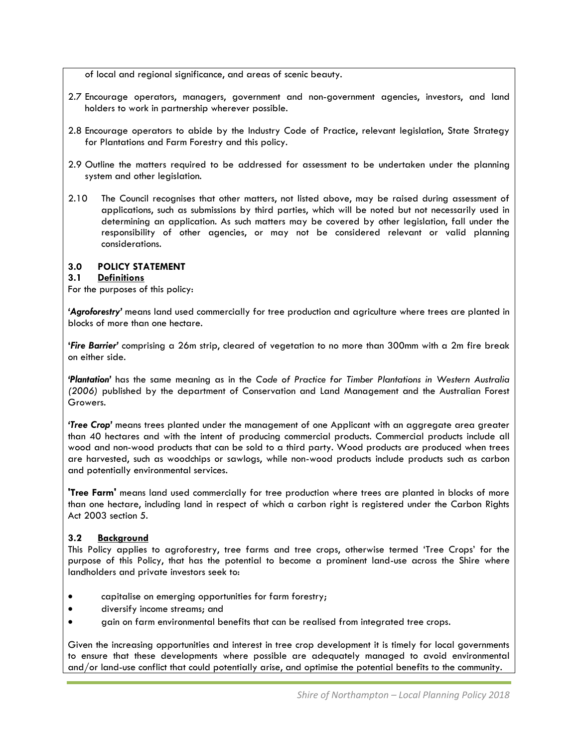of local and regional significance, and areas of scenic beauty.

2.7 Encourage operators, managers, government and non-government agencies, investors, and land holders to work in partnership wherever possible.

2.8 Encourage operators to abide by the Industry Code of Practice, relevant legislation, State Strategy for Plantations and Farm Forestry and this policy.

2.9 Outline the matters required to be addressed for assessment to be undertaken under the planning system and other legislation.

2.10 The Council recognises that other matters, not listed above, may be raised during assessment of applications, such as submissions by third parties, which will be noted but not necessarily used in determining an application. As such matters may be covered by other legislation, fall under the responsibility of other agencies, or may not be considered relevant or valid planning considerations.

## 3.0 POLICY STATEMENT

### 3.1 Definitions

For the purposes of this policy:

**'*Agroforestry*'** means land used commercially for tree production and agriculture where trees are planted in blocks of more than one hectare.

**'*Fire Barrier*'** comprising a 26m strip, cleared of vegetation to no more than 300mm with a 2m fire break on either side.

***'Plantation'*** has the same meaning as in the *Code of Practice for Timber Plantations in Western Australia (2006)* published by the department of Conservation and Land Management and the Australian Forest Growers.

***'Tree Crop'*** means trees planted under the management of one Applicant with an aggregate area greater than 40 hectares and with the intent of producing commercial products. Commercial products include all wood and non-wood products that can be sold to a third party. Wood products are produced when trees are harvested, such as woodchips or sawlogs, while non-wood products include products such as carbon and potentially environmental services.

**'Tree Farm'** means land used commercially for tree production where trees are planted in blocks of more than one hectare, including land in respect of which a carbon right is registered under the Carbon Rights Act 2003 section 5.

### 3.2 Background

This Policy applies to agroforestry, tree farms and tree crops, otherwise termed 'Tree Crops' for the purpose of this Policy, that has the potential to become a prominent land-use across the Shire where landholders and private investors seek to:

- capitalise on emerging opportunities for farm forestry;
- diversify income streams; and
- gain on farm environmental benefits that can be realised from integrated tree crops.

Given the increasing opportunities and interest in tree crop development it is timely for local governments to ensure that these developments where possible are adequately managed to avoid environmental and/or land-use conflict that could potentially arise, and optimise the potential benefits to the community.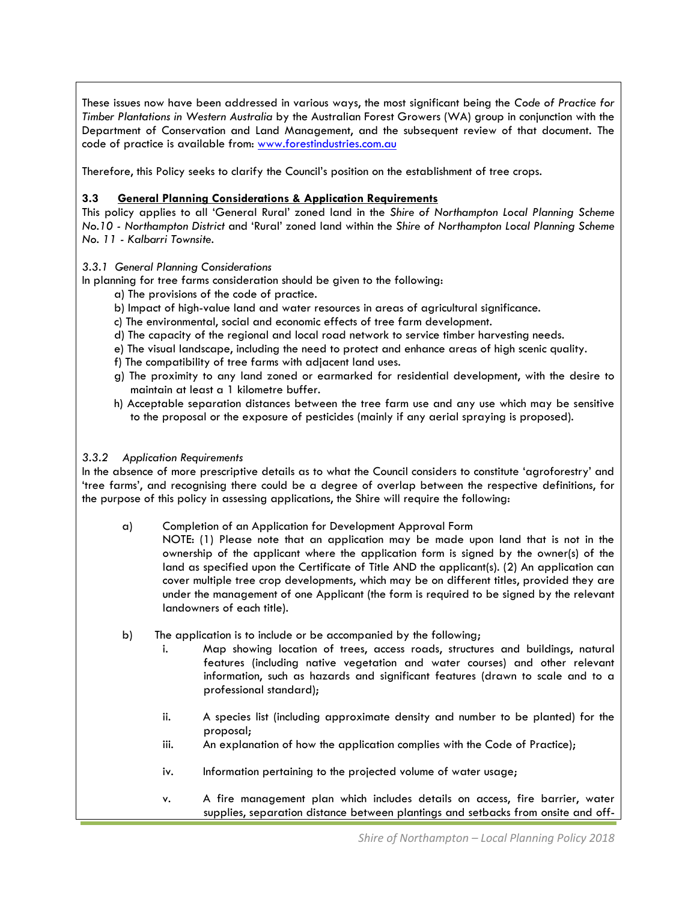These issues now have been addressed in various ways, the most significant being the *Code of Practice for Timber Plantations in Western Australia* by the Australian Forest Growers (WA) group in conjunction with the Department of Conservation and Land Management, and the subsequent review of that document. The code of practice is available from: www.forestindustries.com.au

Therefore, this Policy seeks to clarify the Council's position on the establishment of tree crops.

### 3.3 General Planning Considerations & Application Requirements

This policy applies to all 'General Rural' zoned land in the *Shire of Northampton Local Planning Scheme No.10 - Northampton District* and 'Rural' zoned land within the *Shire of Northampton Local Planning Scheme No. 11 - Kalbarri Townsite*.

#### *3.3.1 General Planning Considerations*

In planning for tree farms consideration should be given to the following:

a) The provisions of the code of practice.

b) Impact of high-value land and water resources in areas of agricultural significance.

c) The environmental, social and economic effects of tree farm development.

d) The capacity of the regional and local road network to service timber harvesting needs.

e) The visual landscape, including the need to protect and enhance areas of high scenic quality.

f) The compatibility of tree farms with adjacent land uses.

g) The proximity to any land zoned or earmarked for residential development, with the desire to maintain at least a 1 kilometre buffer.

h) Acceptable separation distances between the tree farm use and any use which may be sensitive to the proposal or the exposure of pesticides (mainly if any aerial spraying is proposed).

#### *3.3.2 Application Requirements*

In the absence of more prescriptive details as to what the Council considers to constitute 'agroforestry' and 'tree farms', and recognising there could be a degree of overlap between the respective definitions, for the purpose of this policy in assessing applications, the Shire will require the following:

a) Completion of an Application for Development Approval Form
NOTE: (1) Please note that an application may be made upon land that is not in the ownership of the applicant where the application form is signed by the owner(s) of the land as specified upon the Certificate of Title AND the applicant(s). (2) An application can cover multiple tree crop developments, which may be on different titles, provided they are under the management of one Applicant (the form is required to be signed by the relevant landowners of each title).

b) The application is to include or be accompanied by the following;

i. Map showing location of trees, access roads, structures and buildings, natural features (including native vegetation and water courses) and other relevant information, such as hazards and significant features (drawn to scale and to a professional standard);

ii. A species list (including approximate density and number to be planted) for the proposal;

iii. An explanation of how the application complies with the Code of Practice);

iv. Information pertaining to the projected volume of water usage;

v. A fire management plan which includes details on access, fire barrier, water supplies, separation distance between plantings and setbacks from onsite and off-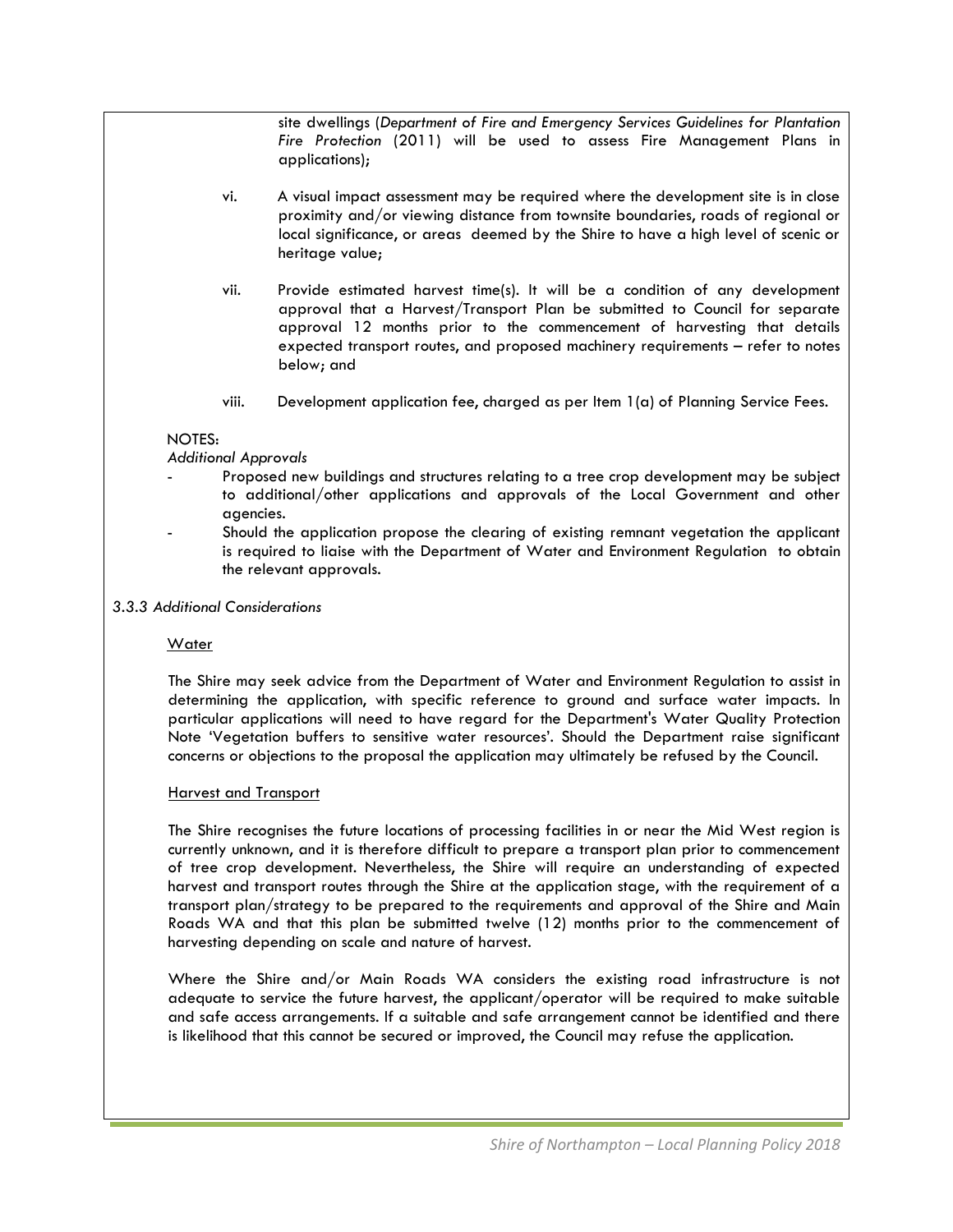site dwellings (*Department of Fire and Emergency Services Guidelines for Plantation Fire Protection* (2011) will be used to assess Fire Management Plans in applications);

vi. A visual impact assessment may be required where the development site is in close proximity and/or viewing distance from townsite boundaries, roads of regional or local significance, or areas deemed by the Shire to have a high level of scenic or heritage value;

vii. Provide estimated harvest time(s). It will be a condition of any development approval that a Harvest/Transport Plan be submitted to Council for separate approval 12 months prior to the commencement of harvesting that details expected transport routes, and proposed machinery requirements – refer to notes below; and

viii. Development application fee, charged as per Item 1(a) of Planning Service Fees.

NOTES:

*Additional Approvals*

- Proposed new buildings and structures relating to a tree crop development may be subject to additional/other applications and approvals of the Local Government and other agencies.
- Should the application propose the clearing of existing remnant vegetation the applicant is required to liaise with the Department of Water and Environment Regulation to obtain the relevant approvals.

### *3.3.3 Additional Considerations*

<u>Water</u>

The Shire may seek advice from the Department of Water and Environment Regulation to assist in determining the application, with specific reference to ground and surface water impacts. In particular applications will need to have regard for the Department's Water Quality Protection Note 'Vegetation buffers to sensitive water resources'. Should the Department raise significant concerns or objections to the proposal the application may ultimately be refused by the Council.

<u>Harvest and Transport</u>

The Shire recognises the future locations of processing facilities in or near the Mid West region is currently unknown, and it is therefore difficult to prepare a transport plan prior to commencement of tree crop development. Nevertheless, the Shire will require an understanding of expected harvest and transport routes through the Shire at the application stage, with the requirement of a transport plan/strategy to be prepared to the requirements and approval of the Shire and Main Roads WA and that this plan be submitted twelve (12) months prior to the commencement of harvesting depending on scale and nature of harvest.

Where the Shire and/or Main Roads WA considers the existing road infrastructure is not adequate to service the future harvest, the applicant/operator will be required to make suitable and safe access arrangements. If a suitable and safe arrangement cannot be identified and there is likelihood that this cannot be secured or improved, the Council may refuse the application.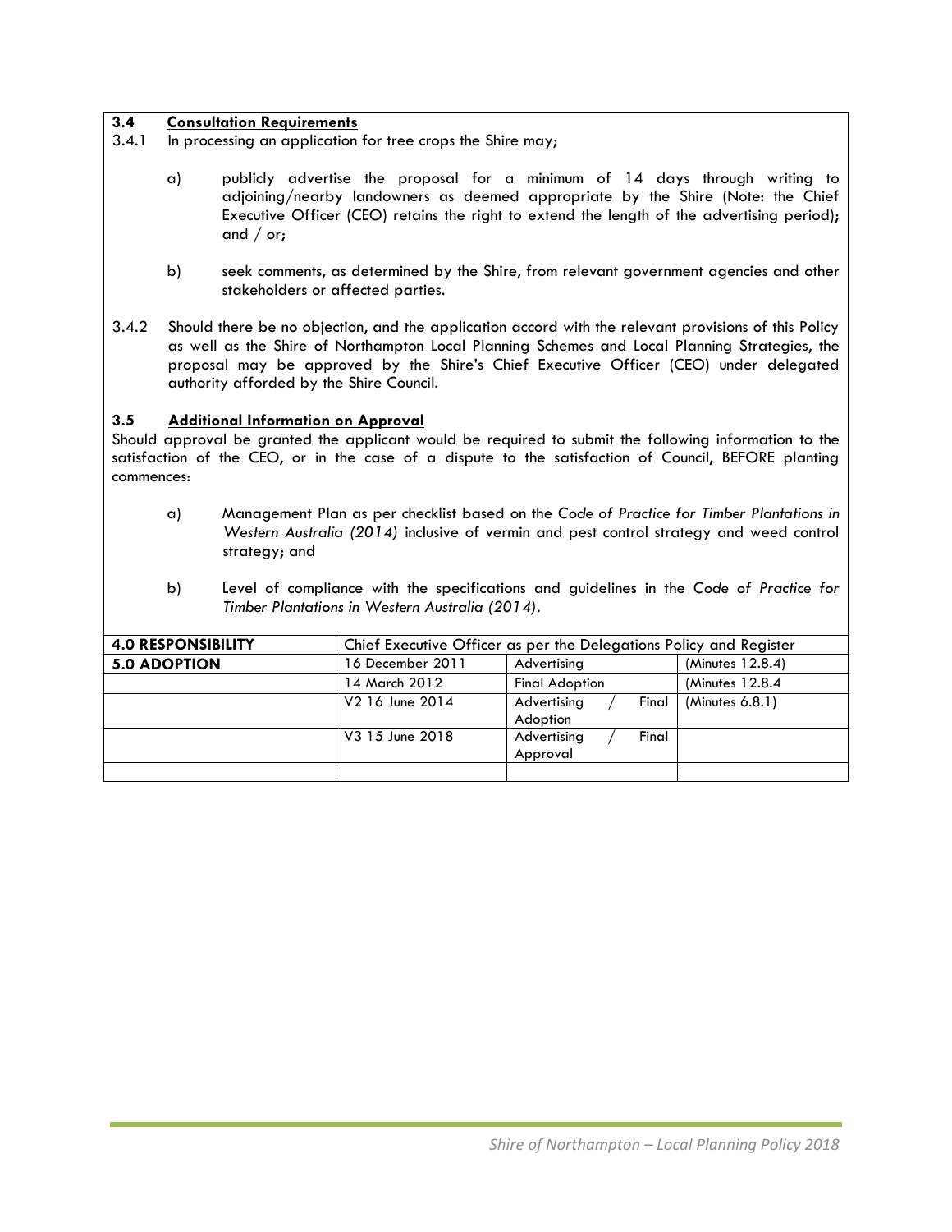### 3.4 Consultation Requirements

3.4.1 In processing an application for tree crops the Shire may;

a) publicly advertise the proposal for a minimum of 14 days through writing to adjoining/nearby landowners as deemed appropriate by the Shire (Note: the Chief Executive Officer (CEO) retains the right to extend the length of the advertising period); and / or;

b) seek comments, as determined by the Shire, from relevant government agencies and other stakeholders or affected parties.

3.4.2 Should there be no objection, and the application accord with the relevant provisions of this Policy as well as the Shire of Northampton Local Planning Schemes and Local Planning Strategies, the proposal may be approved by the Shire's Chief Executive Officer (CEO) under delegated authority afforded by the Shire Council.

### 3.5 Additional Information on Approval

Should approval be granted the applicant would be required to submit the following information to the satisfaction of the CEO, or in the case of a dispute to the satisfaction of Council, BEFORE planting commences:

a) Management Plan as per checklist based on the *Code of Practice for Timber Plantations in Western Australia (2014)* inclusive of vermin and pest control strategy and weed control strategy; and

b) Level of compliance with the specifications and guidelines in the *Code of Practice for Timber Plantations in Western Australia (2014)*.

| **4.0 RESPONSIBILITY** | Chief Executive Officer as per the Delegations Policy and Register | | |
|---|---|---|---|
| **5.0 ADOPTION** | 16 December 2011 | Advertising | (Minutes 12.8.4) |
| | 14 March 2012 | Final Adoption | (Minutes 12.8.4 |
| | V2 16 June 2014 | Advertising / Final Adoption | (Minutes 6.8.1) |
| | V3 15 June 2018 | Advertising / Final Approval | |
| | | | |